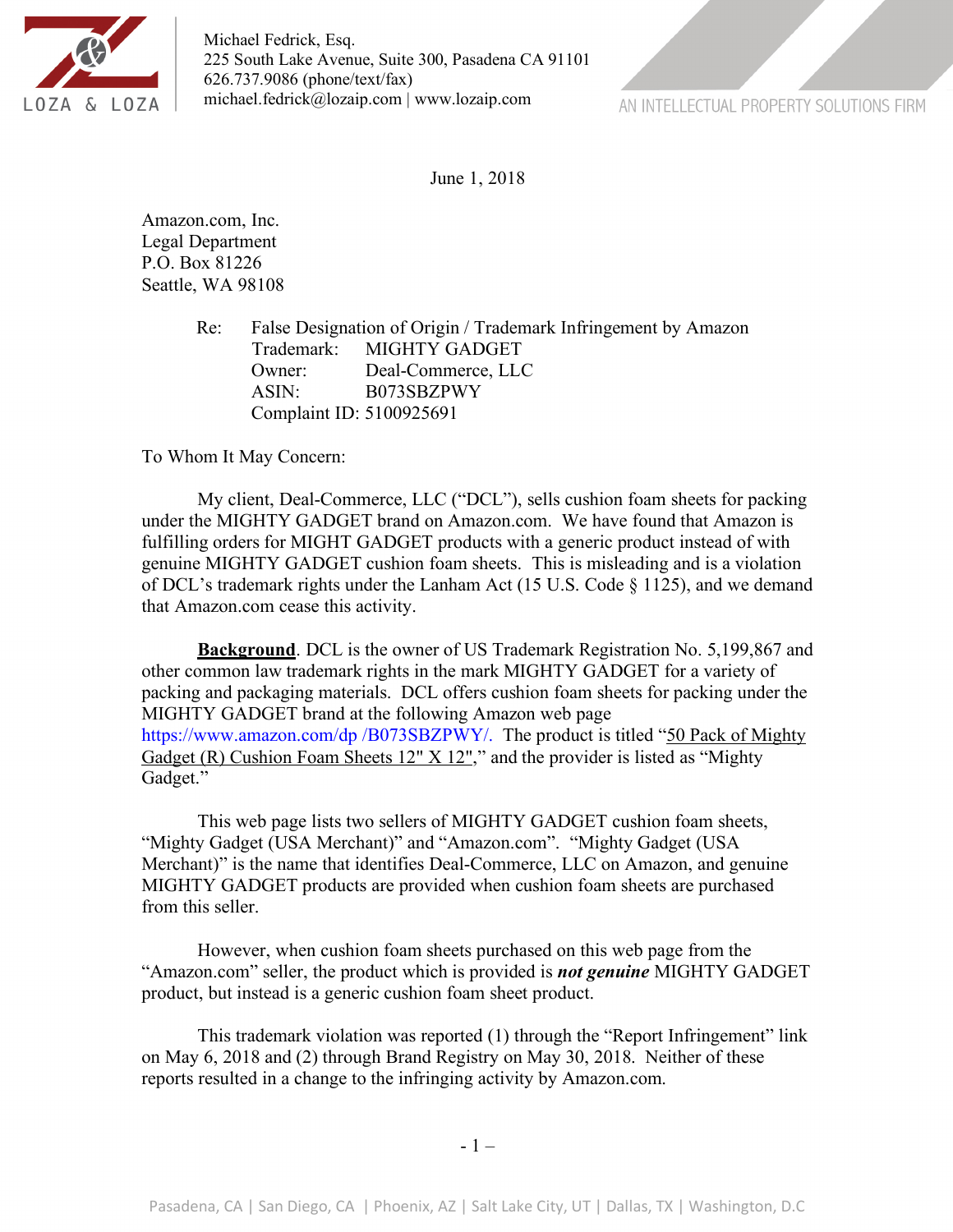LOZA & LOZA

Michael Fedrick, Esq.
225 South Lake Avenue, Suite 300, Pasadena CA 91101
626.737.9086 (phone/text/fax)
michael.fedrick@lozaip.com | www.lozaip.com

AN INTELLECTUAL PROPERTY SOLUTIONS FIRM

June 1, 2018

Amazon.com, Inc.
Legal Department
P.O. Box 81226
Seattle, WA 98108

Re: False Designation of Origin / Trademark Infringement by Amazon
Trademark: MIGHTY GADGET
Owner: Deal-Commerce, LLC
ASIN: B073SBZPWY
Complaint ID: 5100925691

To Whom It May Concern:

My client, Deal-Commerce, LLC ("DCL"), sells cushion foam sheets for packing under the MIGHTY GADGET brand on Amazon.com. We have found that Amazon is fulfilling orders for MIGHT GADGET products with a generic product instead of with genuine MIGHTY GADGET cushion foam sheets. This is misleading and is a violation of DCL's trademark rights under the Lanham Act (15 U.S. Code § 1125), and we demand that Amazon.com cease this activity.

**Background**. DCL is the owner of US Trademark Registration No. 5,199,867 and other common law trademark rights in the mark MIGHTY GADGET for a variety of packing and packaging materials. DCL offers cushion foam sheets for packing under the MIGHTY GADGET brand at the following Amazon web page https://www.amazon.com/dp /B073SBZPWY/. The product is titled "50 Pack of Mighty Gadget (R) Cushion Foam Sheets 12" X 12"," and the provider is listed as "Mighty Gadget."

This web page lists two sellers of MIGHTY GADGET cushion foam sheets, "Mighty Gadget (USA Merchant)" and "Amazon.com". "Mighty Gadget (USA Merchant)" is the name that identifies Deal-Commerce, LLC on Amazon, and genuine MIGHTY GADGET products are provided when cushion foam sheets are purchased from this seller.

However, when cushion foam sheets purchased on this web page from the "Amazon.com" seller, the product which is provided is ***not genuine*** MIGHTY GADGET product, but instead is a generic cushion foam sheet product.

This trademark violation was reported (1) through the "Report Infringement" link on May 6, 2018 and (2) through Brand Registry on May 30, 2018. Neither of these reports resulted in a change to the infringing activity by Amazon.com.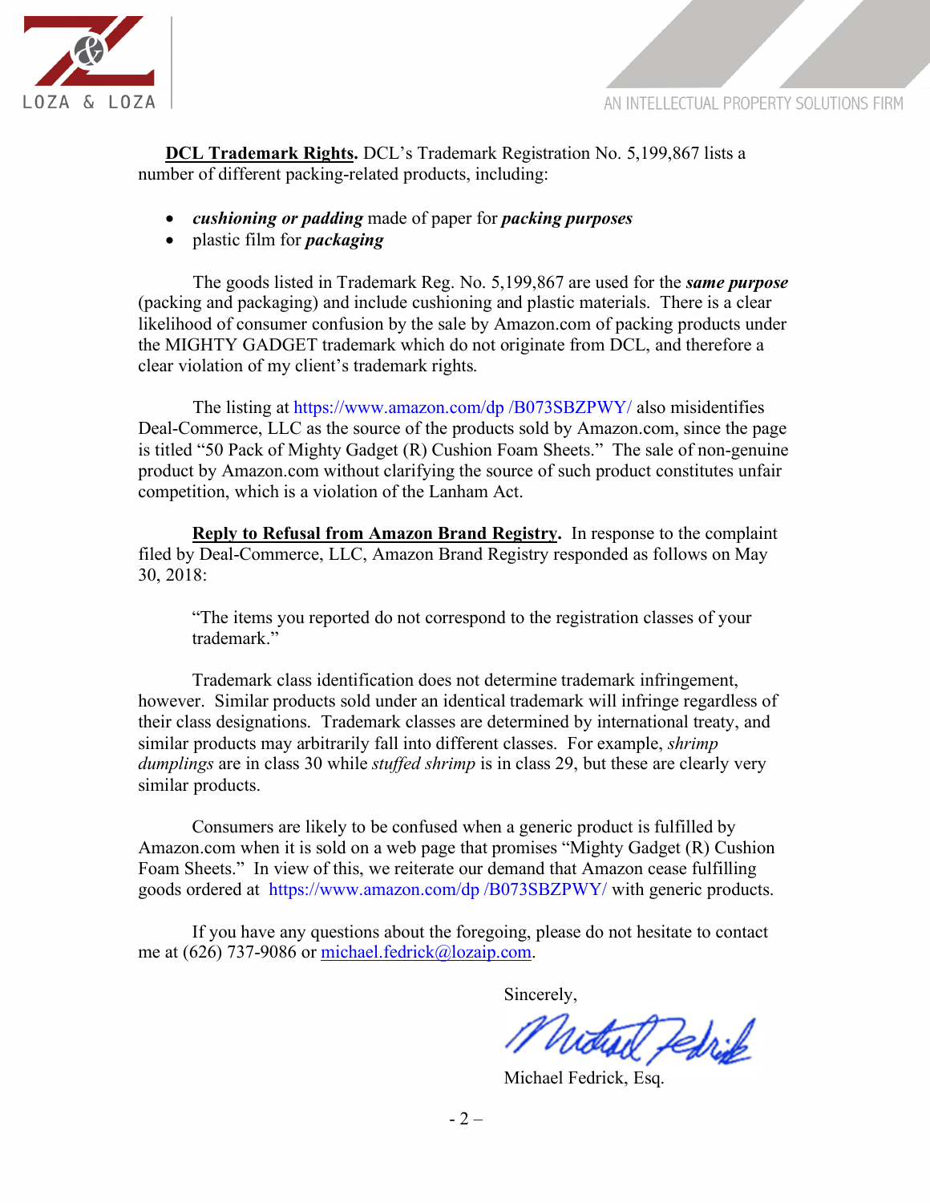**DCL Trademark Rights.** DCL's Trademark Registration No. 5,199,867 lists a number of different packing-related products, including:

- ***cushioning or padding*** made of paper for ***packing purposes***
- plastic film for ***packaging***

The goods listed in Trademark Reg. No. 5,199,867 are used for the ***same purpose*** (packing and packaging) and include cushioning and plastic materials. There is a clear likelihood of consumer confusion by the sale by Amazon.com of packing products under the MIGHTY GADGET trademark which do not originate from DCL, and therefore a clear violation of my client's trademark rights.

The listing at https://www.amazon.com/dp /B073SBZPWY/ also misidentifies Deal-Commerce, LLC as the source of the products sold by Amazon.com, since the page is titled "50 Pack of Mighty Gadget (R) Cushion Foam Sheets." The sale of non-genuine product by Amazon.com without clarifying the source of such product constitutes unfair competition, which is a violation of the Lanham Act.

**Reply to Refusal from Amazon Brand Registry.** In response to the complaint filed by Deal-Commerce, LLC, Amazon Brand Registry responded as follows on May 30, 2018:

> "The items you reported do not correspond to the registration classes of your trademark."

Trademark class identification does not determine trademark infringement, however. Similar products sold under an identical trademark will infringe regardless of their class designations. Trademark classes are determined by international treaty, and similar products may arbitrarily fall into different classes. For example, *shrimp dumplings* are in class 30 while *stuffed shrimp* is in class 29, but these are clearly very similar products.

Consumers are likely to be confused when a generic product is fulfilled by Amazon.com when it is sold on a web page that promises "Mighty Gadget (R) Cushion Foam Sheets." In view of this, we reiterate our demand that Amazon cease fulfilling goods ordered at https://www.amazon.com/dp /B073SBZPWY/ with generic products.

If you have any questions about the foregoing, please do not hesitate to contact me at (626) 737-9086 or michael.fedrick@lozaip.com.

Sincerely,

Michael Fedrick, Esq.